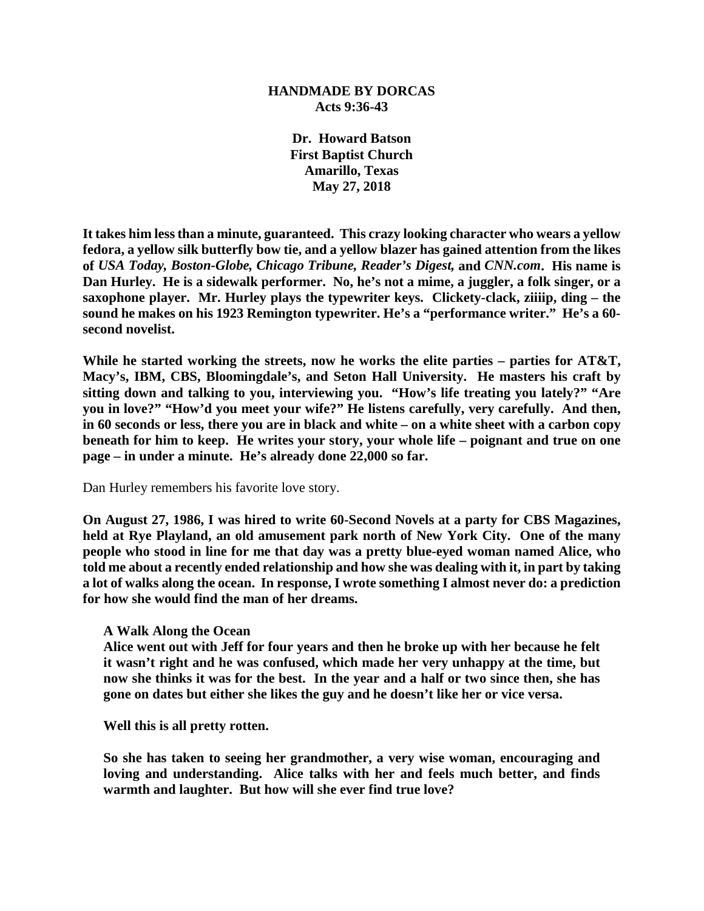**HANDMADE BY DORCAS**
**Acts 9:36-43**

**Dr. Howard Batson**
**First Baptist Church**
**Amarillo, Texas**
**May 27, 2018**

**It takes him less than a minute, guaranteed. This crazy looking character who wears a yellow fedora, a yellow silk butterfly bow tie, and a yellow blazer has gained attention from the likes of *USA Today, Boston-Globe, Chicago Tribune, Reader's Digest,* and *CNN.com*. His name is Dan Hurley. He is a sidewalk performer. No, he's not a mime, a juggler, a folk singer, or a saxophone player. Mr. Hurley plays the typewriter keys. Clickety-clack, ziiiip, ding – the sound he makes on his 1923 Remington typewriter. He's a "performance writer." He's a 60-second novelist.**

**While he started working the streets, now he works the elite parties – parties for AT&T, Macy's, IBM, CBS, Bloomingdale's, and Seton Hall University. He masters his craft by sitting down and talking to you, interviewing you. "How's life treating you lately?" "Are you in love?" "How'd you meet your wife?" He listens carefully, very carefully. And then, in 60 seconds or less, there you are in black and white – on a white sheet with a carbon copy beneath for him to keep. He writes your story, your whole life – poignant and true on one page – in under a minute. He's already done 22,000 so far.**

Dan Hurley remembers his favorite love story.

**On August 27, 1986, I was hired to write 60-Second Novels at a party for CBS Magazines, held at Rye Playland, an old amusement park north of New York City. One of the many people who stood in line for me that day was a pretty blue-eyed woman named Alice, who told me about a recently ended relationship and how she was dealing with it, in part by taking a lot of walks along the ocean. In response, I wrote something I almost never do: a prediction for how she would find the man of her dreams.**

> **A Walk Along the Ocean**
> **Alice went out with Jeff for four years and then he broke up with her because he felt it wasn't right and he was confused, which made her very unhappy at the time, but now she thinks it was for the best. In the year and a half or two since then, she has gone on dates but either she likes the guy and he doesn't like her or vice versa.**
>
> **Well this is all pretty rotten.**
>
> **So she has taken to seeing her grandmother, a very wise woman, encouraging and loving and understanding. Alice talks with her and feels much better, and finds warmth and laughter. But how will she ever find true love?**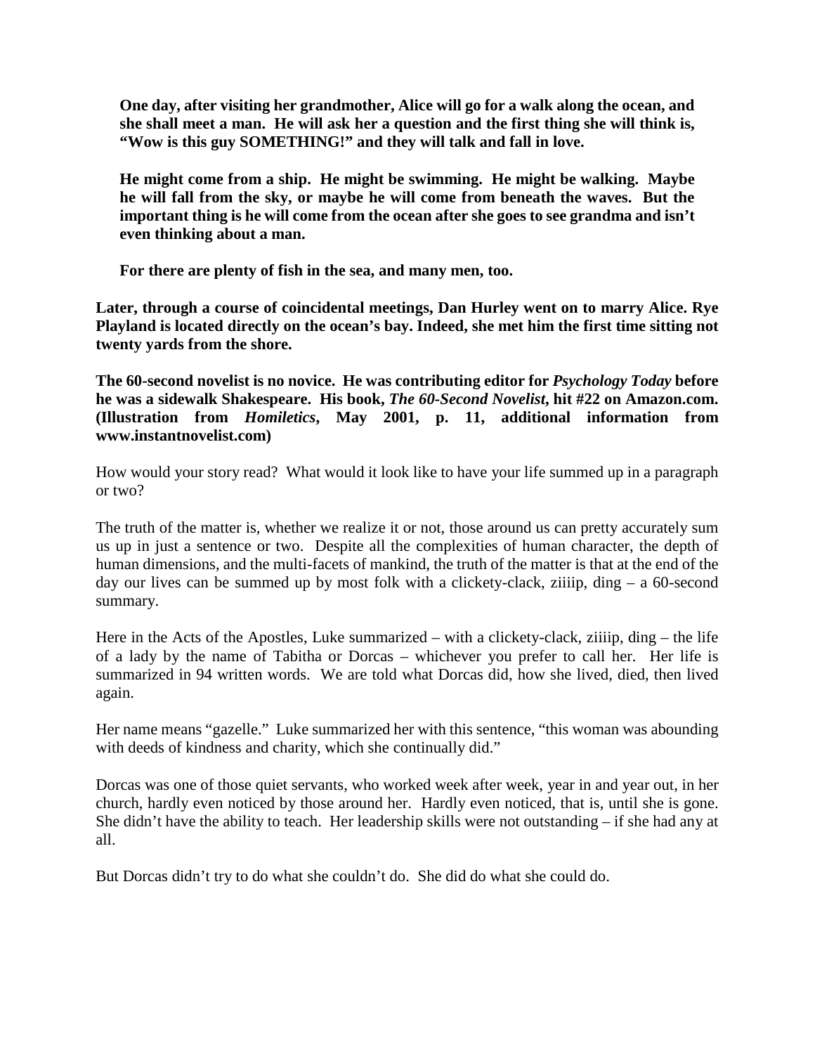> **One day, after visiting her grandmother, Alice will go for a walk along the ocean, and she shall meet a man. He will ask her a question and the first thing she will think is, "Wow is this guy SOMETHING!" and they will talk and fall in love.**
>
> **He might come from a ship. He might be swimming. He might be walking. Maybe he will fall from the sky, or maybe he will come from beneath the waves. But the important thing is he will come from the ocean after she goes to see grandma and isn't even thinking about a man.**
>
> **For there are plenty of fish in the sea, and many men, too.**

**Later, through a course of coincidental meetings, Dan Hurley went on to marry Alice. Rye Playland is located directly on the ocean's bay. Indeed, she met him the first time sitting not twenty yards from the shore.**

**The 60-second novelist is no novice. He was contributing editor for *Psychology Today* before he was a sidewalk Shakespeare. His book, *The 60-Second Novelist*, hit #22 on Amazon.com. (Illustration from *Homiletics*, May 2001, p. 11, additional information from www.instantnovelist.com)**

How would your story read? What would it look like to have your life summed up in a paragraph or two?

The truth of the matter is, whether we realize it or not, those around us can pretty accurately sum us up in just a sentence or two. Despite all the complexities of human character, the depth of human dimensions, and the multi-facets of mankind, the truth of the matter is that at the end of the day our lives can be summed up by most folk with a clickety-clack, ziiiip, ding – a 60-second summary.

Here in the Acts of the Apostles, Luke summarized – with a clickety-clack, ziiiip, ding – the life of a lady by the name of Tabitha or Dorcas – whichever you prefer to call her. Her life is summarized in 94 written words. We are told what Dorcas did, how she lived, died, then lived again.

Her name means "gazelle." Luke summarized her with this sentence, "this woman was abounding with deeds of kindness and charity, which she continually did."

Dorcas was one of those quiet servants, who worked week after week, year in and year out, in her church, hardly even noticed by those around her. Hardly even noticed, that is, until she is gone. She didn't have the ability to teach. Her leadership skills were not outstanding – if she had any at all.

But Dorcas didn't try to do what she couldn't do. She did do what she could do.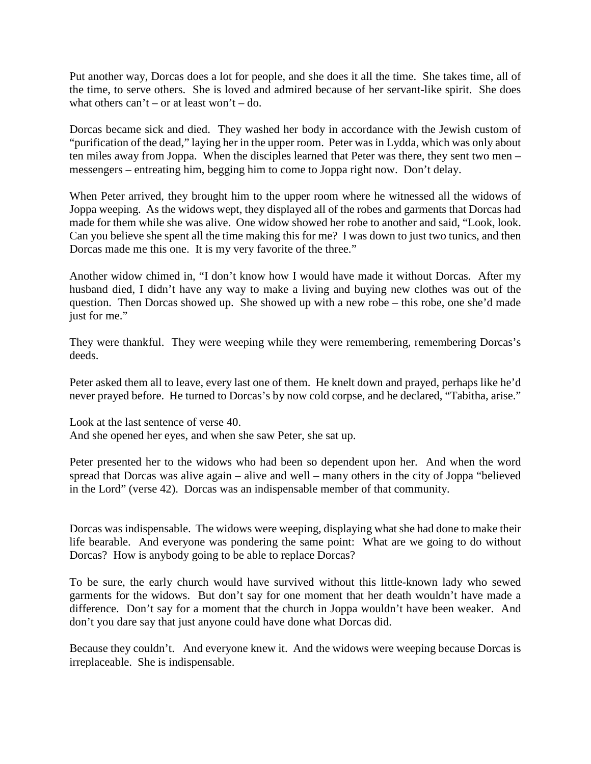Put another way, Dorcas does a lot for people, and she does it all the time. She takes time, all of the time, to serve others. She is loved and admired because of her servant-like spirit. She does what others can't – or at least won't – do.

Dorcas became sick and died. They washed her body in accordance with the Jewish custom of "purification of the dead," laying her in the upper room. Peter was in Lydda, which was only about ten miles away from Joppa. When the disciples learned that Peter was there, they sent two men – messengers – entreating him, begging him to come to Joppa right now. Don't delay.

When Peter arrived, they brought him to the upper room where he witnessed all the widows of Joppa weeping. As the widows wept, they displayed all of the robes and garments that Dorcas had made for them while she was alive. One widow showed her robe to another and said, "Look, look. Can you believe she spent all the time making this for me? I was down to just two tunics, and then Dorcas made me this one. It is my very favorite of the three."

Another widow chimed in, "I don't know how I would have made it without Dorcas. After my husband died, I didn't have any way to make a living and buying new clothes was out of the question. Then Dorcas showed up. She showed up with a new robe – this robe, one she'd made just for me."

They were thankful. They were weeping while they were remembering, remembering Dorcas's deeds.

Peter asked them all to leave, every last one of them. He knelt down and prayed, perhaps like he'd never prayed before. He turned to Dorcas's by now cold corpse, and he declared, "Tabitha, arise."

Look at the last sentence of verse 40.
And she opened her eyes, and when she saw Peter, she sat up.

Peter presented her to the widows who had been so dependent upon her. And when the word spread that Dorcas was alive again – alive and well – many others in the city of Joppa "believed in the Lord" (verse 42). Dorcas was an indispensable member of that community.

Dorcas was indispensable. The widows were weeping, displaying what she had done to make their life bearable. And everyone was pondering the same point: What are we going to do without Dorcas? How is anybody going to be able to replace Dorcas?

To be sure, the early church would have survived without this little-known lady who sewed garments for the widows. But don't say for one moment that her death wouldn't have made a difference. Don't say for a moment that the church in Joppa wouldn't have been weaker. And don't you dare say that just anyone could have done what Dorcas did.

Because they couldn't. And everyone knew it. And the widows were weeping because Dorcas is irreplaceable. She is indispensable.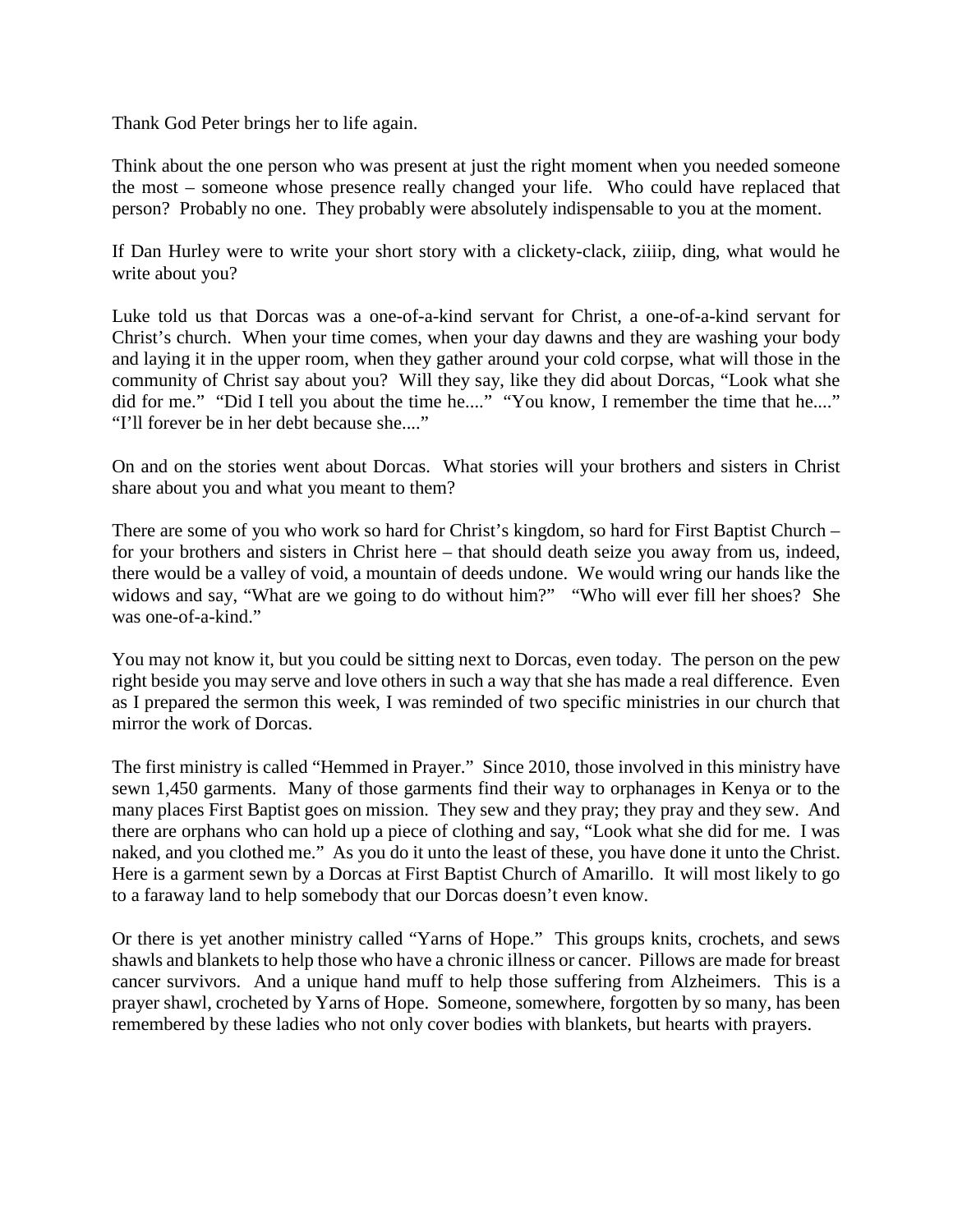Thank God Peter brings her to life again.

Think about the one person who was present at just the right moment when you needed someone the most – someone whose presence really changed your life. Who could have replaced that person? Probably no one. They probably were absolutely indispensable to you at the moment.

If Dan Hurley were to write your short story with a clickety-clack, ziiiip, ding, what would he write about you?

Luke told us that Dorcas was a one-of-a-kind servant for Christ, a one-of-a-kind servant for Christ's church. When your time comes, when your day dawns and they are washing your body and laying it in the upper room, when they gather around your cold corpse, what will those in the community of Christ say about you? Will they say, like they did about Dorcas, "Look what she did for me." "Did I tell you about the time he...." "You know, I remember the time that he...." "I'll forever be in her debt because she...."

On and on the stories went about Dorcas. What stories will your brothers and sisters in Christ share about you and what you meant to them?

There are some of you who work so hard for Christ's kingdom, so hard for First Baptist Church – for your brothers and sisters in Christ here – that should death seize you away from us, indeed, there would be a valley of void, a mountain of deeds undone. We would wring our hands like the widows and say, "What are we going to do without him?" "Who will ever fill her shoes? She was one-of-a-kind."

You may not know it, but you could be sitting next to Dorcas, even today. The person on the pew right beside you may serve and love others in such a way that she has made a real difference. Even as I prepared the sermon this week, I was reminded of two specific ministries in our church that mirror the work of Dorcas.

The first ministry is called "Hemmed in Prayer." Since 2010, those involved in this ministry have sewn 1,450 garments. Many of those garments find their way to orphanages in Kenya or to the many places First Baptist goes on mission. They sew and they pray; they pray and they sew. And there are orphans who can hold up a piece of clothing and say, "Look what she did for me. I was naked, and you clothed me." As you do it unto the least of these, you have done it unto the Christ. Here is a garment sewn by a Dorcas at First Baptist Church of Amarillo. It will most likely to go to a faraway land to help somebody that our Dorcas doesn't even know.

Or there is yet another ministry called "Yarns of Hope." This groups knits, crochets, and sews shawls and blankets to help those who have a chronic illness or cancer. Pillows are made for breast cancer survivors. And a unique hand muff to help those suffering from Alzheimers. This is a prayer shawl, crocheted by Yarns of Hope. Someone, somewhere, forgotten by so many, has been remembered by these ladies who not only cover bodies with blankets, but hearts with prayers.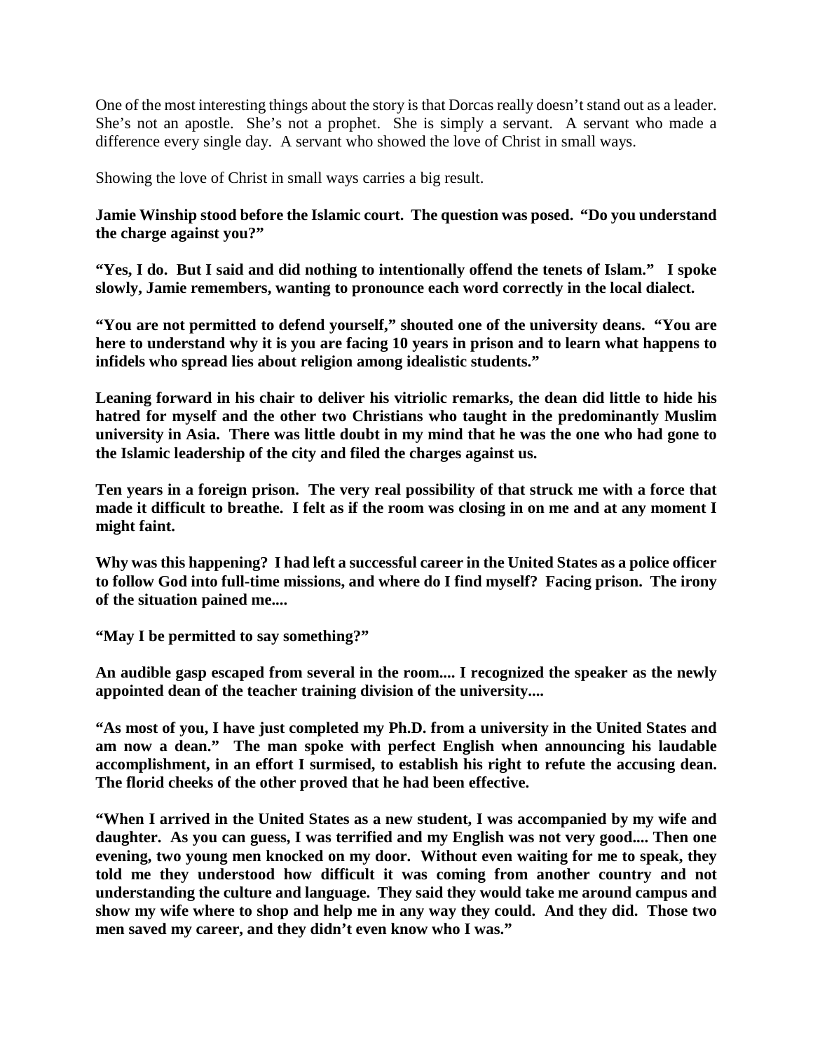One of the most interesting things about the story is that Dorcas really doesn't stand out as a leader. She's not an apostle. She's not a prophet. She is simply a servant. A servant who made a difference every single day. A servant who showed the love of Christ in small ways.

Showing the love of Christ in small ways carries a big result.

**Jamie Winship stood before the Islamic court. The question was posed. "Do you understand the charge against you?"**

**"Yes, I do. But I said and did nothing to intentionally offend the tenets of Islam." I spoke slowly, Jamie remembers, wanting to pronounce each word correctly in the local dialect.**

**"You are not permitted to defend yourself," shouted one of the university deans. "You are here to understand why it is you are facing 10 years in prison and to learn what happens to infidels who spread lies about religion among idealistic students."**

**Leaning forward in his chair to deliver his vitriolic remarks, the dean did little to hide his hatred for myself and the other two Christians who taught in the predominantly Muslim university in Asia. There was little doubt in my mind that he was the one who had gone to the Islamic leadership of the city and filed the charges against us.**

**Ten years in a foreign prison. The very real possibility of that struck me with a force that made it difficult to breathe. I felt as if the room was closing in on me and at any moment I might faint.**

**Why was this happening? I had left a successful career in the United States as a police officer to follow God into full-time missions, and where do I find myself? Facing prison. The irony of the situation pained me....**

**"May I be permitted to say something?"**

**An audible gasp escaped from several in the room.... I recognized the speaker as the newly appointed dean of the teacher training division of the university....**

**"As most of you, I have just completed my Ph.D. from a university in the United States and am now a dean." The man spoke with perfect English when announcing his laudable accomplishment, in an effort I surmised, to establish his right to refute the accusing dean. The florid cheeks of the other proved that he had been effective.**

**"When I arrived in the United States as a new student, I was accompanied by my wife and daughter. As you can guess, I was terrified and my English was not very good.... Then one evening, two young men knocked on my door. Without even waiting for me to speak, they told me they understood how difficult it was coming from another country and not understanding the culture and language. They said they would take me around campus and show my wife where to shop and help me in any way they could. And they did. Those two men saved my career, and they didn't even know who I was."**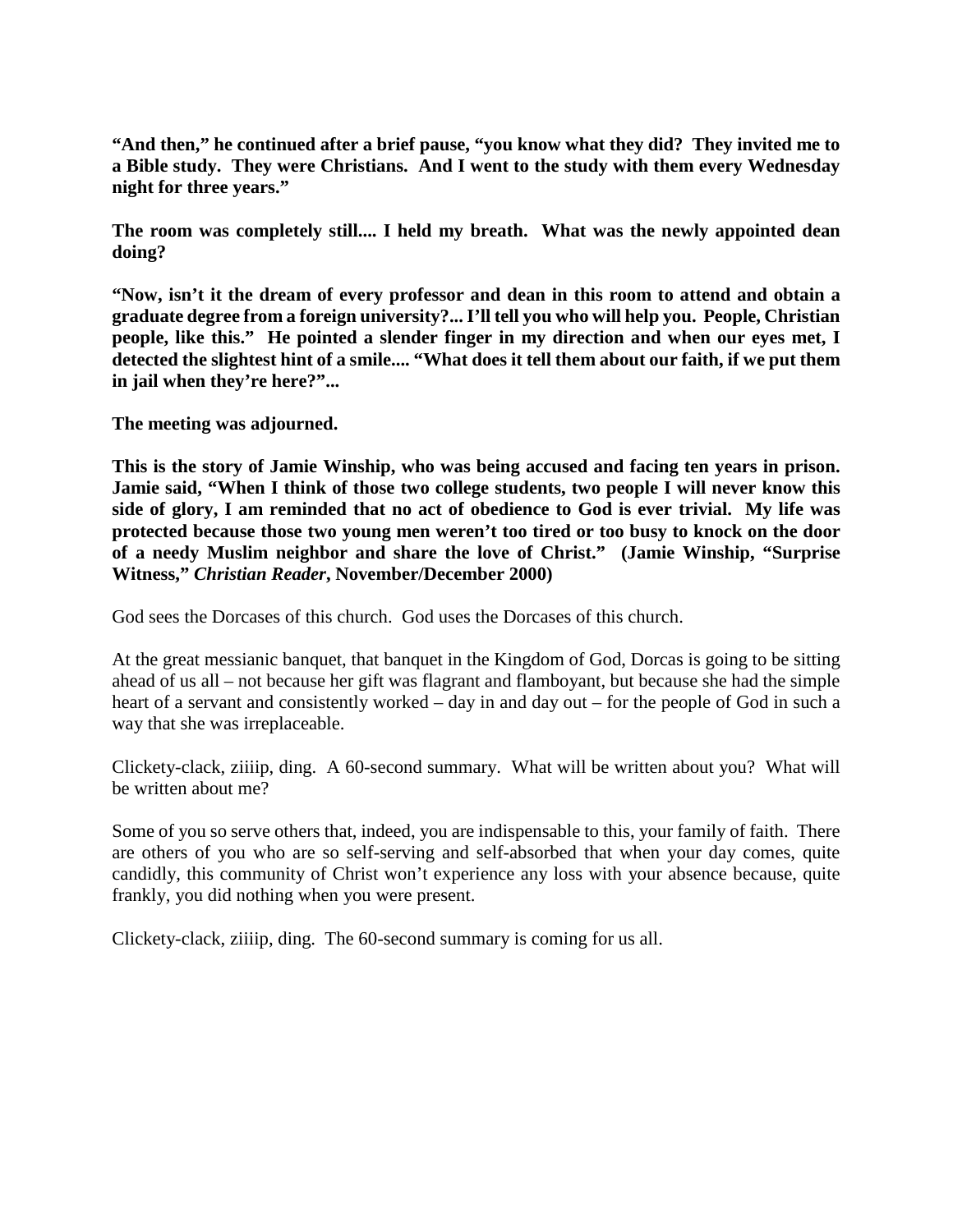**"And then," he continued after a brief pause, "you know what they did? They invited me to a Bible study. They were Christians. And I went to the study with them every Wednesday night for three years."**

**The room was completely still.... I held my breath. What was the newly appointed dean doing?**

**"Now, isn't it the dream of every professor and dean in this room to attend and obtain a graduate degree from a foreign university?... I'll tell you who will help you. People, Christian people, like this." He pointed a slender finger in my direction and when our eyes met, I detected the slightest hint of a smile.... "What does it tell them about our faith, if we put them in jail when they're here?"...**

**The meeting was adjourned.**

**This is the story of Jamie Winship, who was being accused and facing ten years in prison. Jamie said, "When I think of those two college students, two people I will never know this side of glory, I am reminded that no act of obedience to God is ever trivial. My life was protected because those two young men weren't too tired or too busy to knock on the door of a needy Muslim neighbor and share the love of Christ." (Jamie Winship, "Surprise Witness,"** ***Christian Reader*****, November/December 2000)**

God sees the Dorcases of this church. God uses the Dorcases of this church.

At the great messianic banquet, that banquet in the Kingdom of God, Dorcas is going to be sitting ahead of us all – not because her gift was flagrant and flamboyant, but because she had the simple heart of a servant and consistently worked – day in and day out – for the people of God in such a way that she was irreplaceable.

Clickety-clack, ziiiip, ding. A 60-second summary. What will be written about you? What will be written about me?

Some of you so serve others that, indeed, you are indispensable to this, your family of faith. There are others of you who are so self-serving and self-absorbed that when your day comes, quite candidly, this community of Christ won't experience any loss with your absence because, quite frankly, you did nothing when you were present.

Clickety-clack, ziiiip, ding. The 60-second summary is coming for us all.